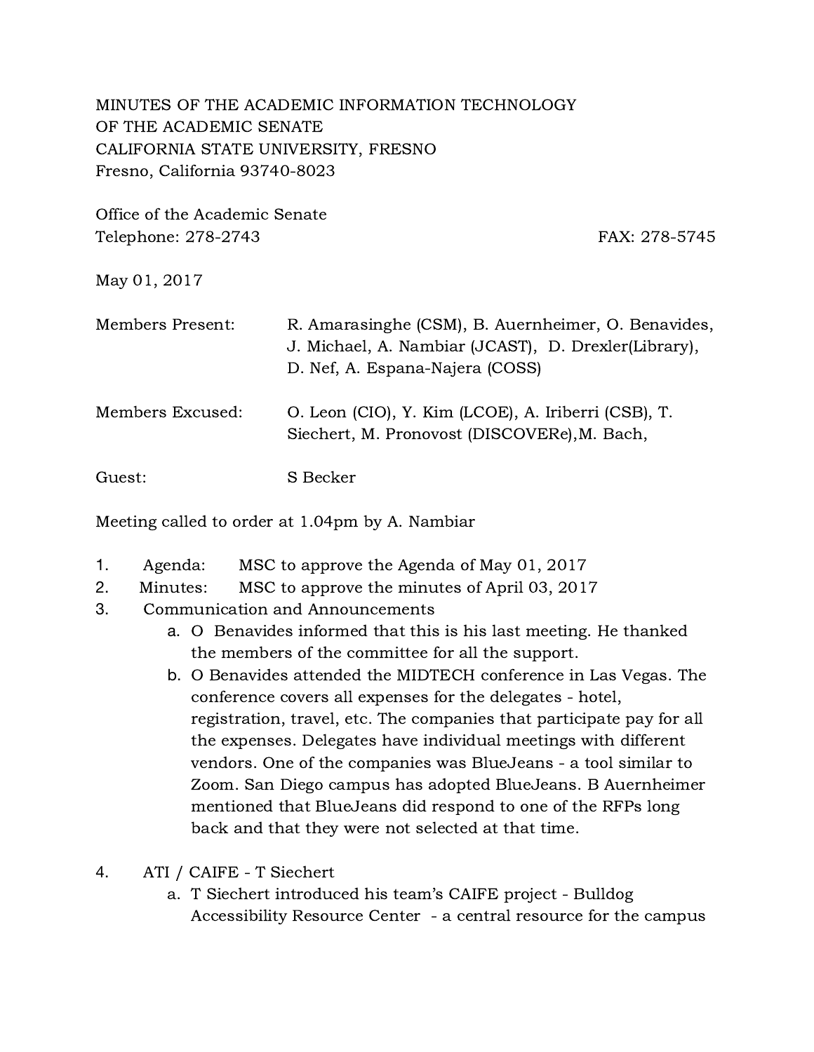MINUTES OF THE ACADEMIC INFORMATION TECHNOLOGY
OF THE ACADEMIC SENATE
CALIFORNIA STATE UNIVERSITY, FRESNO
Fresno, California 93740-8023

Office of the Academic Senate
Telephone: 278-2743 FAX: 278-5745

May 01, 2017

Members Present: R. Amarasinghe (CSM), B. Auernheimer, O. Benavides, J. Michael, A. Nambiar (JCAST), D. Drexler(Library), D. Nef, A. Espana-Najera (COSS)

Members Excused: O. Leon (CIO), Y. Kim (LCOE), A. Iriberri (CSB), T. Siechert, M. Pronovost (DISCOVERe),M. Bach,

Guest: S Becker

Meeting called to order at 1.04pm by A. Nambiar

1. Agenda: MSC to approve the Agenda of May 01, 2017
2. Minutes: MSC to approve the minutes of April 03, 2017
3. Communication and Announcements
   a. O Benavides informed that this is his last meeting. He thanked the members of the committee for all the support.
   b. O Benavides attended the MIDTECH conference in Las Vegas. The conference covers all expenses for the delegates - hotel, registration, travel, etc. The companies that participate pay for all the expenses. Delegates have individual meetings with different vendors. One of the companies was BlueJeans - a tool similar to Zoom. San Diego campus has adopted BlueJeans. B Auernheimer mentioned that BlueJeans did respond to one of the RFPs long back and that they were not selected at that time.

4. ATI / CAIFE - T Siechert
   a. T Siechert introduced his team's CAIFE project - Bulldog Accessibility Resource Center - a central resource for the campus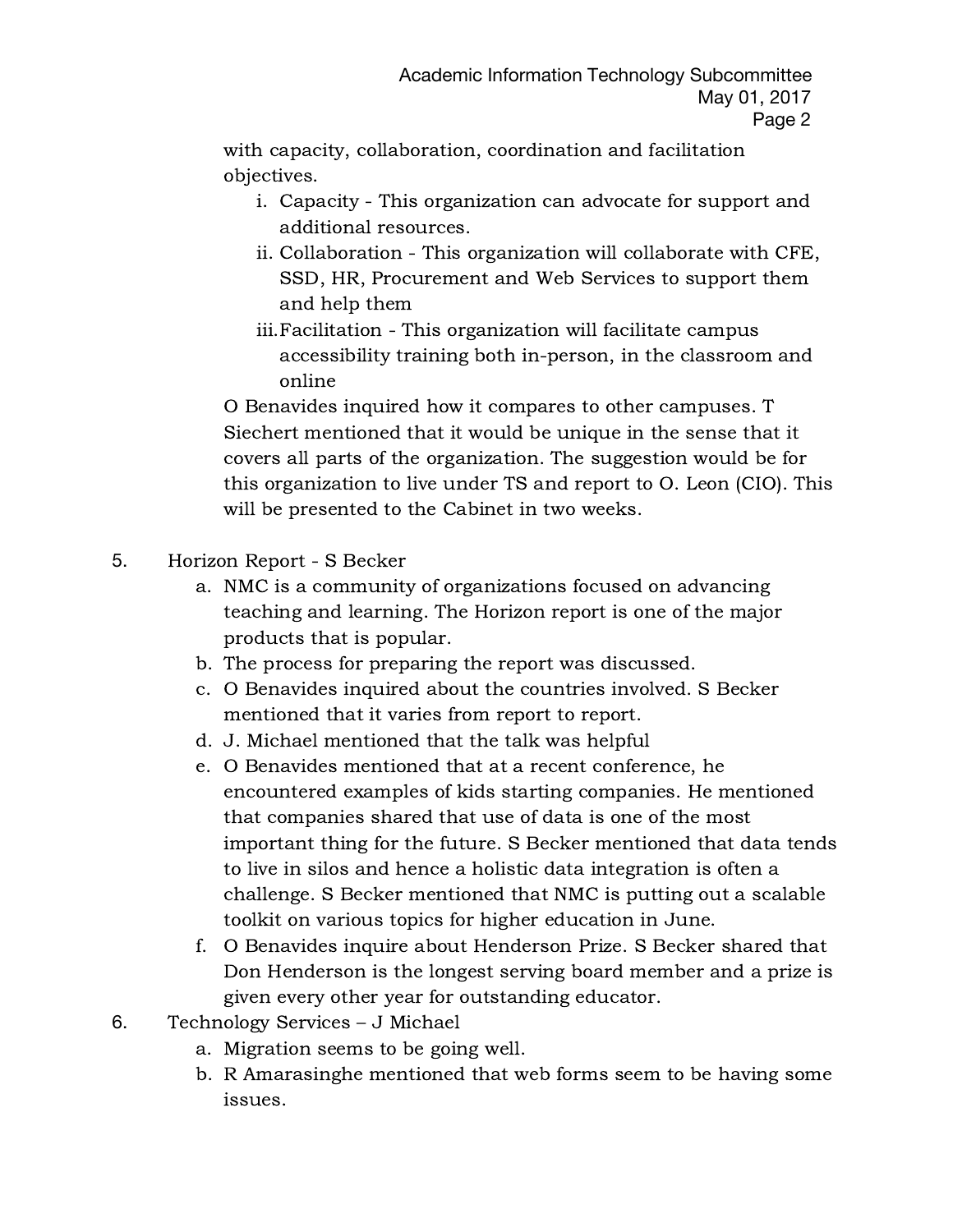with capacity, collaboration, coordination and facilitation objectives.

   i. Capacity - This organization can advocate for support and additional resources.
   ii. Collaboration - This organization will collaborate with CFE, SSD, HR, Procurement and Web Services to support them and help them
   iii. Facilitation - This organization will facilitate campus accessibility training both in-person, in the classroom and online

O Benavides inquired how it compares to other campuses. T Siechert mentioned that it would be unique in the sense that it covers all parts of the organization. The suggestion would be for this organization to live under TS and report to O. Leon (CIO). This will be presented to the Cabinet in two weeks.

5. Horizon Report - S Becker
   a. NMC is a community of organizations focused on advancing teaching and learning. The Horizon report is one of the major products that is popular.
   b. The process for preparing the report was discussed.
   c. O Benavides inquired about the countries involved. S Becker mentioned that it varies from report to report.
   d. J. Michael mentioned that the talk was helpful
   e. O Benavides mentioned that at a recent conference, he encountered examples of kids starting companies. He mentioned that companies shared that use of data is one of the most important thing for the future. S Becker mentioned that data tends to live in silos and hence a holistic data integration is often a challenge. S Becker mentioned that NMC is putting out a scalable toolkit on various topics for higher education in June.
   f. O Benavides inquire about Henderson Prize. S Becker shared that Don Henderson is the longest serving board member and a prize is given every other year for outstanding educator.
6. Technology Services – J Michael
   a. Migration seems to be going well.
   b. R Amarasinghe mentioned that web forms seem to be having some issues.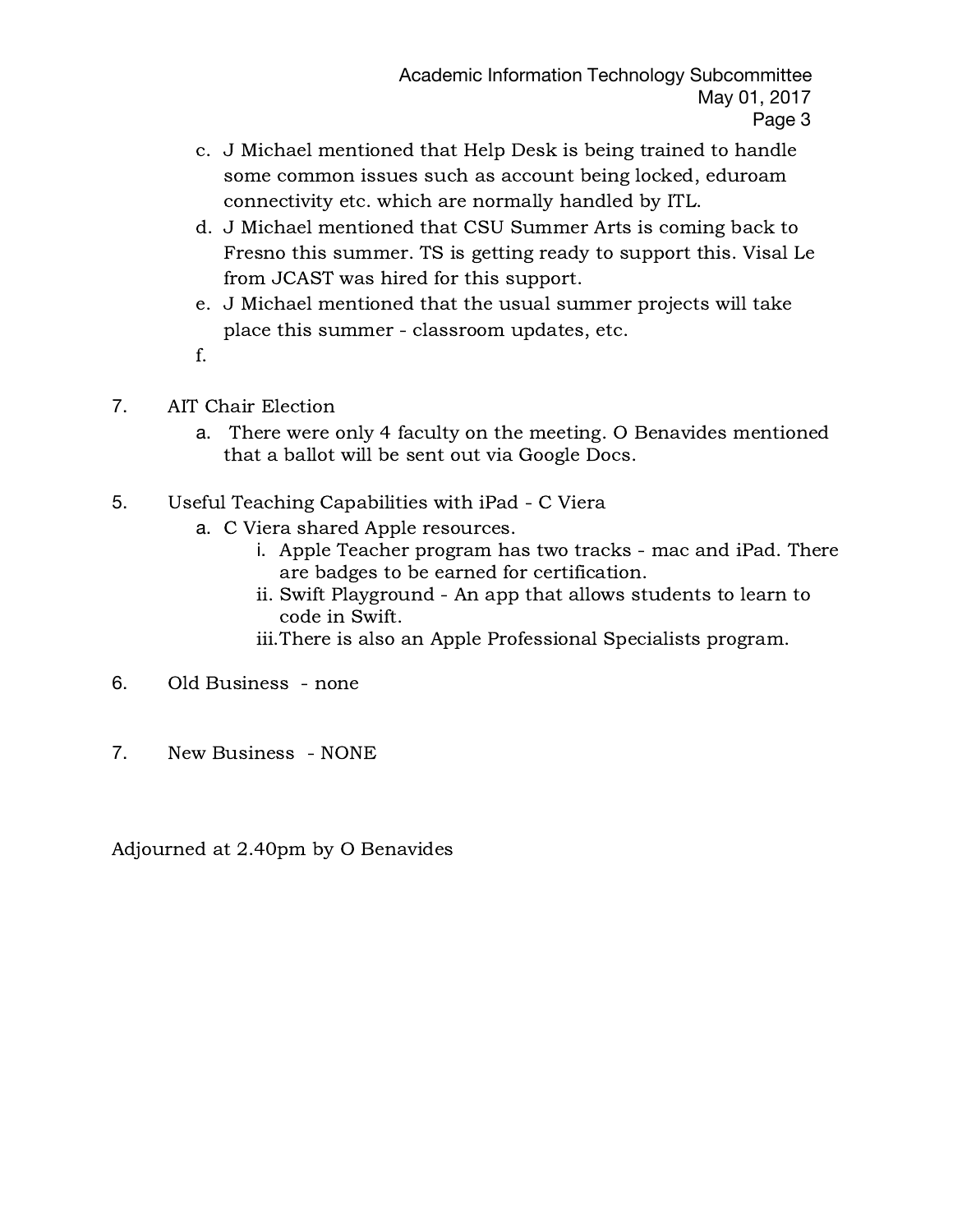c. J Michael mentioned that Help Desk is being trained to handle some common issues such as account being locked, eduroam connectivity etc. which are normally handled by ITL.

d. J Michael mentioned that CSU Summer Arts is coming back to Fresno this summer. TS is getting ready to support this. Visal Le from JCAST was hired for this support.

e. J Michael mentioned that the usual summer projects will take place this summer - classroom updates, etc.

f.

7. AIT Chair Election
   a. There were only 4 faculty on the meeting. O Benavides mentioned that a ballot will be sent out via Google Docs.

5. Useful Teaching Capabilities with iPad - C Viera
   a. C Viera shared Apple resources.
      i. Apple Teacher program has two tracks - mac and iPad. There are badges to be earned for certification.
      ii. Swift Playground - An app that allows students to learn to code in Swift.
      iii. There is also an Apple Professional Specialists program.

6. Old Business - none

7. New Business - NONE

Adjourned at 2.40pm by O Benavides